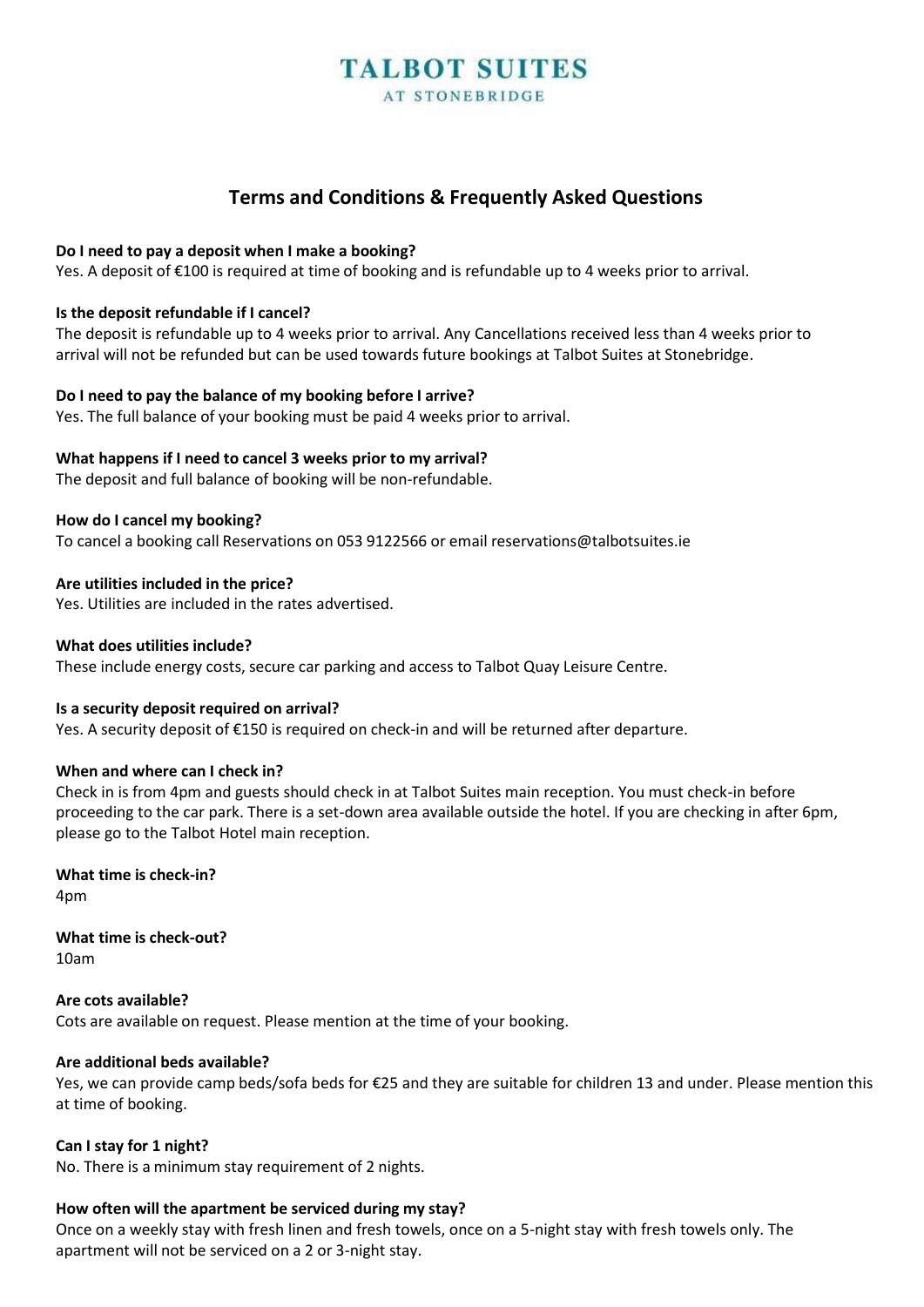# TALBOT SUITES
AT STONEBRIDGE

## Terms and Conditions & Frequently Asked Questions

**Do I need to pay a deposit when I make a booking?**
Yes. A deposit of €100 is required at time of booking and is refundable up to 4 weeks prior to arrival.

**Is the deposit refundable if I cancel?**
The deposit is refundable up to 4 weeks prior to arrival. Any Cancellations received less than 4 weeks prior to arrival will not be refunded but can be used towards future bookings at Talbot Suites at Stonebridge.

**Do I need to pay the balance of my booking before I arrive?**
Yes. The full balance of your booking must be paid 4 weeks prior to arrival.

**What happens if I need to cancel 3 weeks prior to my arrival?**
The deposit and full balance of booking will be non-refundable.

**How do I cancel my booking?**
To cancel a booking call Reservations on 053 9122566 or email reservations@talbotsuites.ie

**Are utilities included in the price?**
Yes. Utilities are included in the rates advertised.

**What does utilities include?**
These include energy costs, secure car parking and access to Talbot Quay Leisure Centre.

**Is a security deposit required on arrival?**
Yes. A security deposit of €150 is required on check-in and will be returned after departure.

**When and where can I check in?**
Check in is from 4pm and guests should check in at Talbot Suites main reception. You must check-in before proceeding to the car park. There is a set-down area available outside the hotel. If you are checking in after 6pm, please go to the Talbot Hotel main reception.

**What time is check-in?**
4pm

**What time is check-out?**
10am

**Are cots available?**
Cots are available on request. Please mention at the time of your booking.

**Are additional beds available?**
Yes, we can provide camp beds/sofa beds for €25 and they are suitable for children 13 and under. Please mention this at time of booking.

**Can I stay for 1 night?**
No. There is a minimum stay requirement of 2 nights.

**How often will the apartment be serviced during my stay?**
Once on a weekly stay with fresh linen and fresh towels, once on a 5-night stay with fresh towels only. The apartment will not be serviced on a 2 or 3-night stay.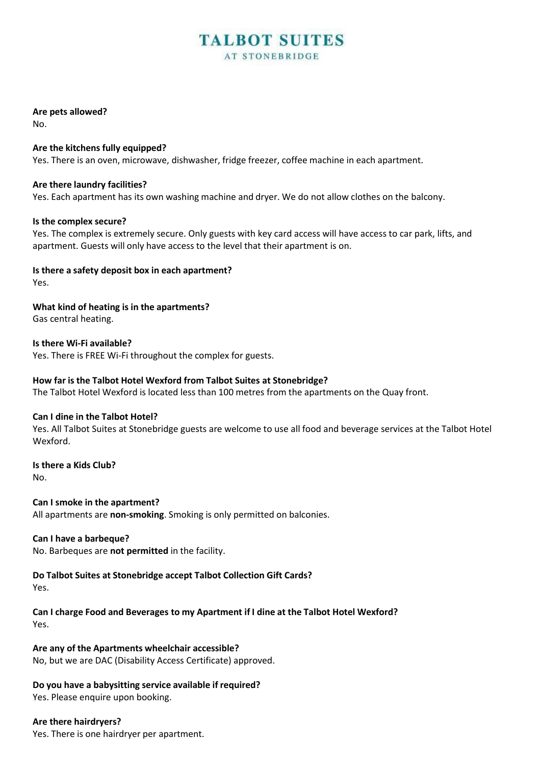# TALBOT SUITES

AT STONEBRIDGE

**Are pets allowed?**
No.

**Are the kitchens fully equipped?**
Yes. There is an oven, microwave, dishwasher, fridge freezer, coffee machine in each apartment.

**Are there laundry facilities?**
Yes. Each apartment has its own washing machine and dryer. We do not allow clothes on the balcony.

**Is the complex secure?**
Yes. The complex is extremely secure. Only guests with key card access will have access to car park, lifts, and apartment. Guests will only have access to the level that their apartment is on.

**Is there a safety deposit box in each apartment?**
Yes.

**What kind of heating is in the apartments?**
Gas central heating.

**Is there Wi-Fi available?**
Yes. There is FREE Wi-Fi throughout the complex for guests.

**How far is the Talbot Hotel Wexford from Talbot Suites at Stonebridge?**
The Talbot Hotel Wexford is located less than 100 metres from the apartments on the Quay front.

**Can I dine in the Talbot Hotel?**
Yes. All Talbot Suites at Stonebridge guests are welcome to use all food and beverage services at the Talbot Hotel Wexford.

**Is there a Kids Club?**
No.

**Can I smoke in the apartment?**
All apartments are **non-smoking**. Smoking is only permitted on balconies.

**Can I have a barbeque?**
No. Barbeques are **not permitted** in the facility.

**Do Talbot Suites at Stonebridge accept Talbot Collection Gift Cards?**
Yes.

**Can I charge Food and Beverages to my Apartment if I dine at the Talbot Hotel Wexford?**
Yes.

**Are any of the Apartments wheelchair accessible?**
No, but we are DAC (Disability Access Certificate) approved.

**Do you have a babysitting service available if required?**
Yes. Please enquire upon booking.

**Are there hairdryers?**
Yes. There is one hairdryer per apartment.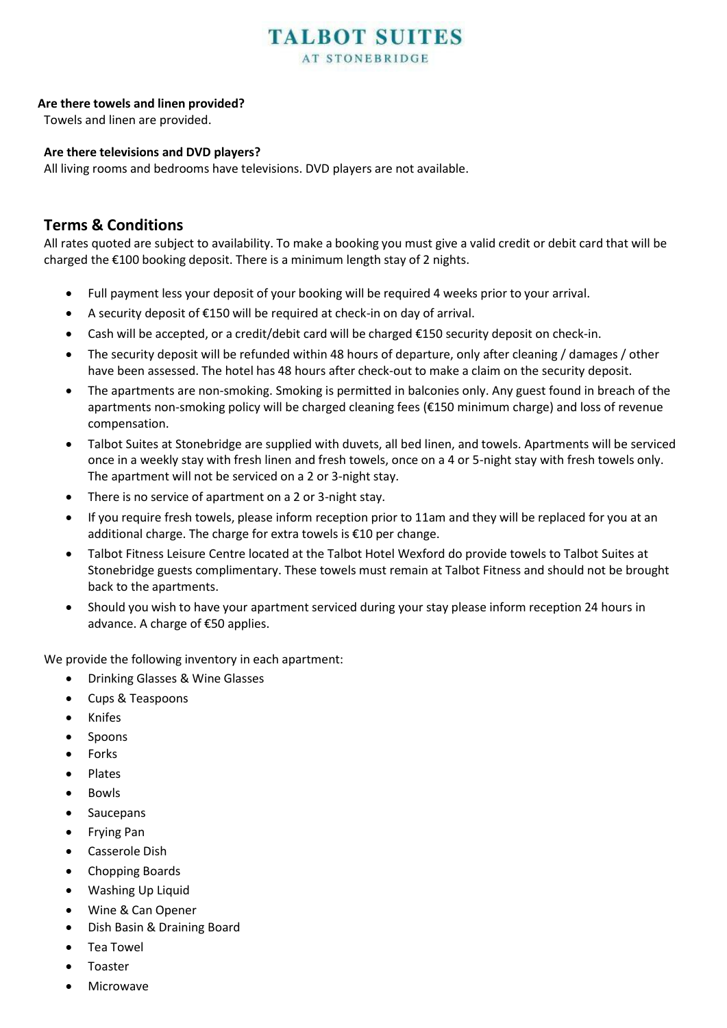**Are there towels and linen provided?**

Towels and linen are provided.

**Are there televisions and DVD players?**

All living rooms and bedrooms have televisions. DVD players are not available.

## Terms & Conditions

All rates quoted are subject to availability. To make a booking you must give a valid credit or debit card that will be charged the €100 booking deposit. There is a minimum length stay of 2 nights.

- Full payment less your deposit of your booking will be required 4 weeks prior to your arrival.
- A security deposit of €150 will be required at check-in on day of arrival.
- Cash will be accepted, or a credit/debit card will be charged €150 security deposit on check-in.
- The security deposit will be refunded within 48 hours of departure, only after cleaning / damages / other have been assessed. The hotel has 48 hours after check-out to make a claim on the security deposit.
- The apartments are non-smoking. Smoking is permitted in balconies only. Any guest found in breach of the apartments non-smoking policy will be charged cleaning fees (€150 minimum charge) and loss of revenue compensation.
- Talbot Suites at Stonebridge are supplied with duvets, all bed linen, and towels. Apartments will be serviced once in a weekly stay with fresh linen and fresh towels, once on a 4 or 5-night stay with fresh towels only. The apartment will not be serviced on a 2 or 3-night stay.
- There is no service of apartment on a 2 or 3-night stay.
- If you require fresh towels, please inform reception prior to 11am and they will be replaced for you at an additional charge. The charge for extra towels is €10 per change.
- Talbot Fitness Leisure Centre located at the Talbot Hotel Wexford do provide towels to Talbot Suites at Stonebridge guests complimentary. These towels must remain at Talbot Fitness and should not be brought back to the apartments.
- Should you wish to have your apartment serviced during your stay please inform reception 24 hours in advance. A charge of €50 applies.

We provide the following inventory in each apartment:

- Drinking Glasses & Wine Glasses
- Cups & Teaspoons
- Knifes
- Spoons
- Forks
- Plates
- Bowls
- Saucepans
- Frying Pan
- Casserole Dish
- Chopping Boards
- Washing Up Liquid
- Wine & Can Opener
- Dish Basin & Draining Board
- Tea Towel
- Toaster
- Microwave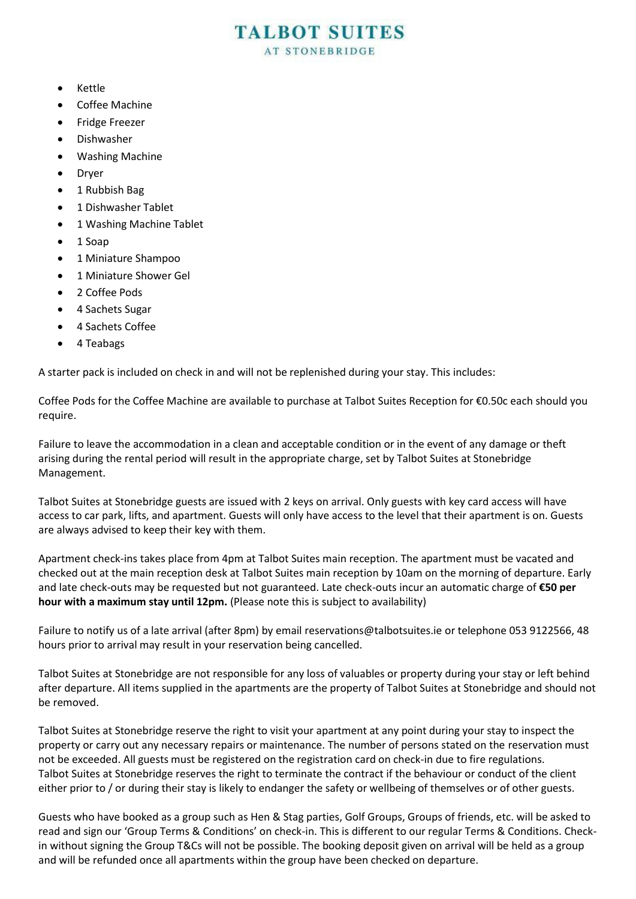- Kettle
- Coffee Machine
- Fridge Freezer
- Dishwasher
- Washing Machine
- Dryer
- 1 Rubbish Bag
- 1 Dishwasher Tablet
- 1 Washing Machine Tablet
- 1 Soap
- 1 Miniature Shampoo
- 1 Miniature Shower Gel
- 2 Coffee Pods
- 4 Sachets Sugar
- 4 Sachets Coffee
- 4 Teabags

A starter pack is included on check in and will not be replenished during your stay. This includes:

Coffee Pods for the Coffee Machine are available to purchase at Talbot Suites Reception for €0.50c each should you require.

Failure to leave the accommodation in a clean and acceptable condition or in the event of any damage or theft arising during the rental period will result in the appropriate charge, set by Talbot Suites at Stonebridge Management.

Talbot Suites at Stonebridge guests are issued with 2 keys on arrival. Only guests with key card access will have access to car park, lifts, and apartment. Guests will only have access to the level that their apartment is on. Guests are always advised to keep their key with them.

Apartment check-ins takes place from 4pm at Talbot Suites main reception. The apartment must be vacated and checked out at the main reception desk at Talbot Suites main reception by 10am on the morning of departure. Early and late check-outs may be requested but not guaranteed. Late check-outs incur an automatic charge of **€50 per hour with a maximum stay until 12pm.** (Please note this is subject to availability)

Failure to notify us of a late arrival (after 8pm) by email reservations@talbotsuites.ie or telephone 053 9122566, 48 hours prior to arrival may result in your reservation being cancelled.

Talbot Suites at Stonebridge are not responsible for any loss of valuables or property during your stay or left behind after departure. All items supplied in the apartments are the property of Talbot Suites at Stonebridge and should not be removed.

Talbot Suites at Stonebridge reserve the right to visit your apartment at any point during your stay to inspect the property or carry out any necessary repairs or maintenance. The number of persons stated on the reservation must not be exceeded. All guests must be registered on the registration card on check-in due to fire regulations. Talbot Suites at Stonebridge reserves the right to terminate the contract if the behaviour or conduct of the client either prior to / or during their stay is likely to endanger the safety or wellbeing of themselves or of other guests.

Guests who have booked as a group such as Hen & Stag parties, Golf Groups, Groups of friends, etc. will be asked to read and sign our 'Group Terms & Conditions' on check-in. This is different to our regular Terms & Conditions. Check-in without signing the Group T&Cs will not be possible. The booking deposit given on arrival will be held as a group and will be refunded once all apartments within the group have been checked on departure.